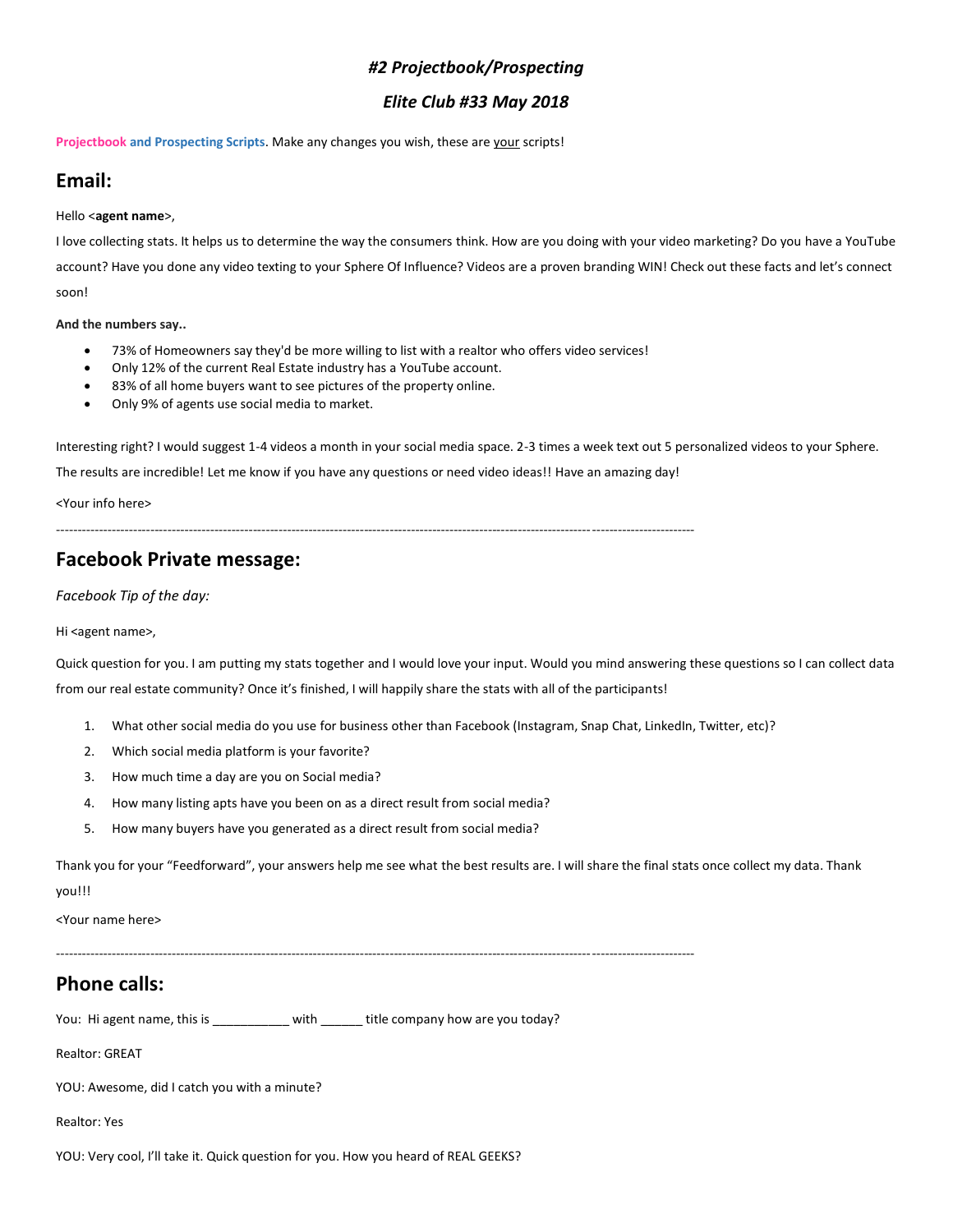***#2 Projectbook/Prospecting***

***Elite Club #33 May 2018***

**Projectbook and Prospecting Scripts**. Make any changes you wish, these are your scripts!

## Email:

Hello <**agent name**>,

I love collecting stats. It helps us to determine the way the consumers think. How are you doing with your video marketing? Do you have a YouTube account? Have you done any video texting to your Sphere Of Influence? Videos are a proven branding WIN! Check out these facts and let's connect soon!

**And the numbers say..**

- 73% of Homeowners say they'd be more willing to list with a realtor who offers video services!
- Only 12% of the current Real Estate industry has a YouTube account.
- 83% of all home buyers want to see pictures of the property online.
- Only 9% of agents use social media to market.

Interesting right? I would suggest 1-4 videos a month in your social media space. 2-3 times a week text out 5 personalized videos to your Sphere. The results are incredible! Let me know if you have any questions or need video ideas!! Have an amazing day!

<Your info here>

---

## Facebook Private message:

*Facebook Tip of the day:*

Hi <agent name>,

Quick question for you. I am putting my stats together and I would love your input. Would you mind answering these questions so I can collect data from our real estate community? Once it's finished, I will happily share the stats with all of the participants!

1. What other social media do you use for business other than Facebook (Instagram, Snap Chat, LinkedIn, Twitter, etc)?
2. Which social media platform is your favorite?
3. How much time a day are you on Social media?
4. How many listing apts have you been on as a direct result from social media?
5. How many buyers have you generated as a direct result from social media?

Thank you for your "Feedforward", your answers help me see what the best results are. I will share the final stats once collect my data. Thank you!!!

<Your name here>

---

## Phone calls:

You: Hi agent name, this is ___________ with ______ title company how are you today?

Realtor: GREAT

YOU: Awesome, did I catch you with a minute?

Realtor: Yes

YOU: Very cool, I'll take it. Quick question for you. How you heard of REAL GEEKS?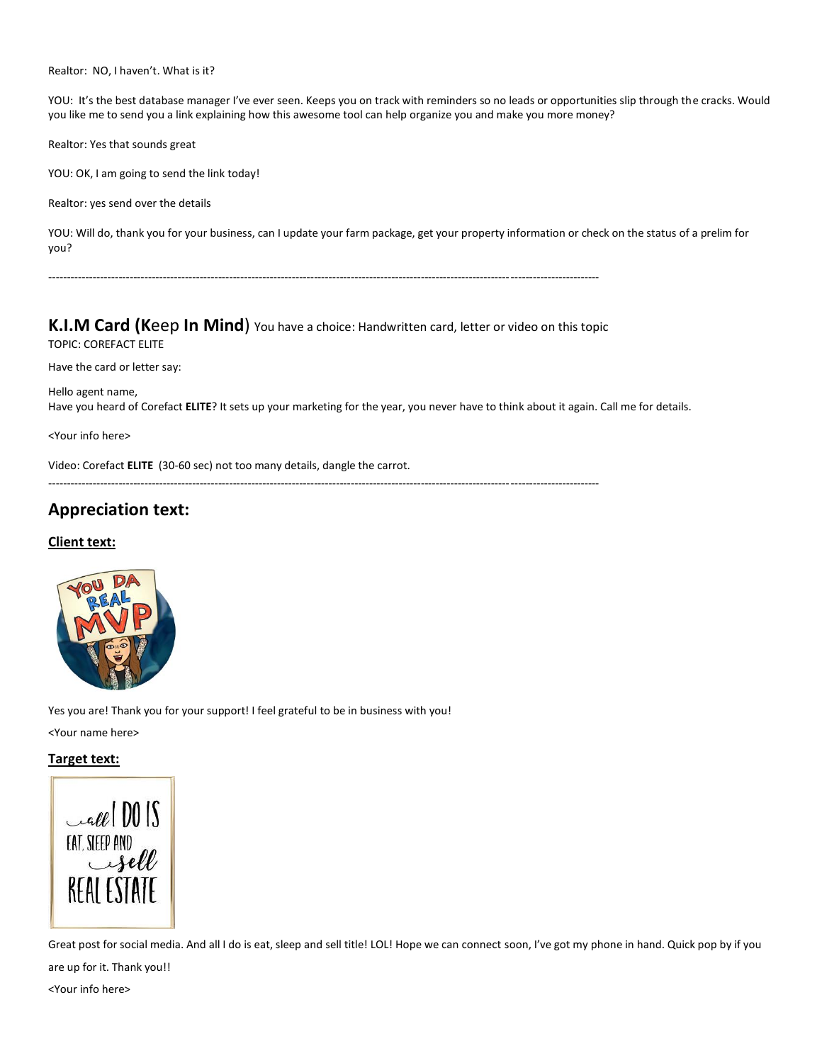Realtor: NO, I haven't. What is it?

YOU: It's the best database manager I've ever seen. Keeps you on track with reminders so no leads or opportunities slip through the cracks. Would you like me to send you a link explaining how this awesome tool can help organize you and make you more money?

Realtor: Yes that sounds great

YOU: OK, I am going to send the link today!

Realtor: yes send over the details

YOU: Will do, thank you for your business, can I update your farm package, get your property information or check on the status of a prelim for you?

---

## K.I.M Card (Keep In Mind) You have a choice: Handwritten card, letter or video on this topic

TOPIC: COREFACT ELITE

Have the card or letter say:

Hello agent name,
Have you heard of Corefact **ELITE**? It sets up your marketing for the year, you never have to think about it again. Call me for details.

<Your info here>

Video: Corefact **ELITE** (30-60 sec) not too many details, dangle the carrot.

---

## Appreciation text:

### Client text:

YOU DA REAL MVP

Yes you are! Thank you for your support! I feel grateful to be in business with you!

<Your name here>

### Target text:

all I DO IS EAT, SLEEP AND sell REAL ESTATE

Great post for social media. And all I do is eat, sleep and sell title! LOL! Hope we can connect soon, I've got my phone in hand. Quick pop by if you are up for it. Thank you!!

<Your info here>